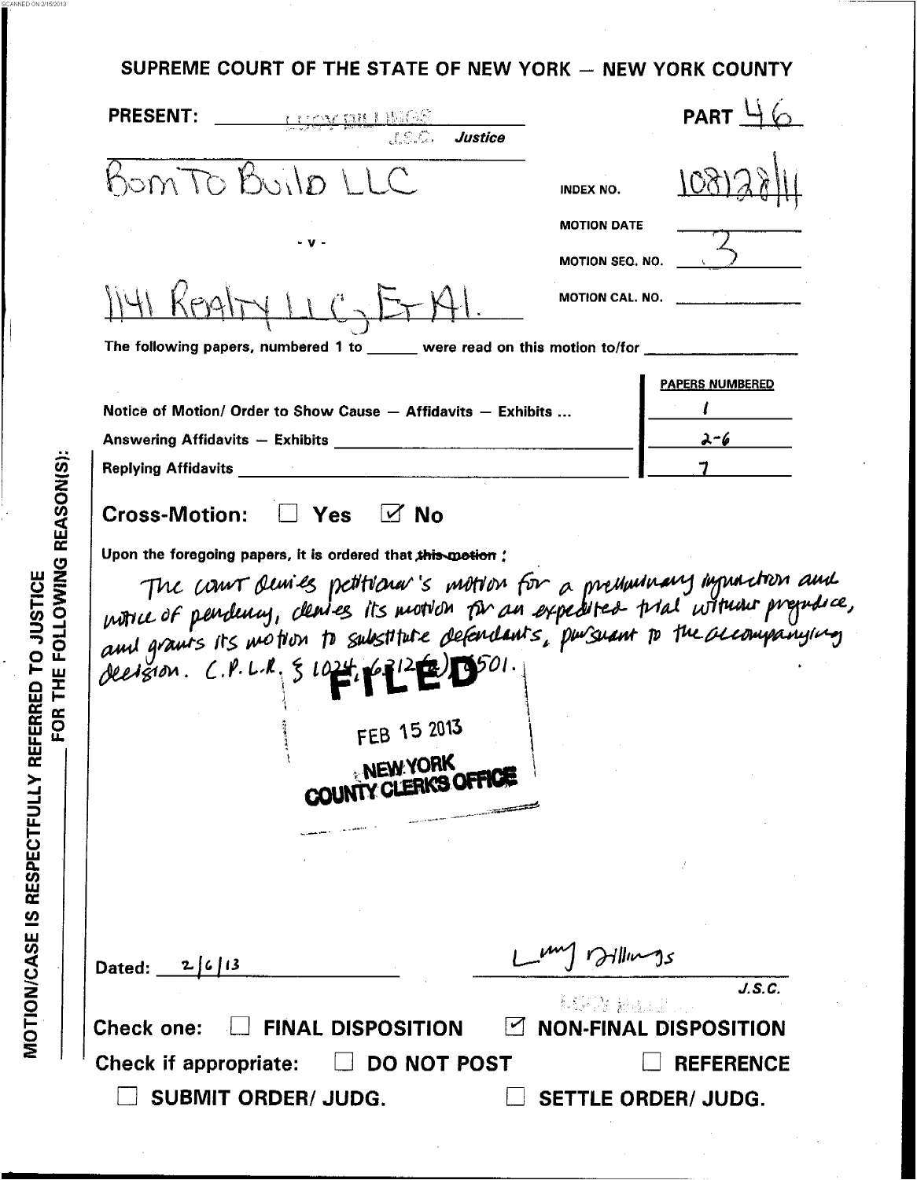# SUPREME COURT OF THE STATE OF NEW YORK — NEW YORK COUNTY

**PRESENT:** LUCY BILLINGS
J.S.C. Justice

**PART** 46

Born To Build LLC

INDEX NO. 108128/11

MOTION DATE

\- v -

MOTION SEQ. NO. 3

1141 Realty LLC, Et Al.

MOTION CAL. NO.

The following papers, numbered 1 to ______ were read on this motion to/for ____________

| | PAPERS NUMBERED |
|---|---|
| Notice of Motion/ Order to Show Cause — Affidavits — Exhibits ... | 1 |
| Answering Affidavits — Exhibits | 2-6 |
| Replying Affidavits | 7 |

**Cross-Motion:** ☐ Yes ☑ No

Upon the foregoing papers, it is ordered that ~~this motion~~:

The court denies petitioner's motion for a preliminary injunction and notice of pendency, denies its motion for an expedited trial without prejudice, and grants its motion to substitute defendants, pursuant to the accompanying decision. C.P.L.R. § 1024, 6312(a), 6501.

FILED
FEB 15 2013
NEW YORK
COUNTY CLERKS OFFICE

Dated: 2/6/13

Lucy Billings
J.S.C.

Check one: ☐ FINAL DISPOSITION ☑ NON-FINAL DISPOSITION

Check if appropriate: ☐ DO NOT POST ☐ REFERENCE

☐ SUBMIT ORDER/ JUDG. ☐ SETTLE ORDER/ JUDG.

MOTION/CASE IS RESPECTFULLY REFERRED TO JUSTICE FOR THE FOLLOWING REASON(S):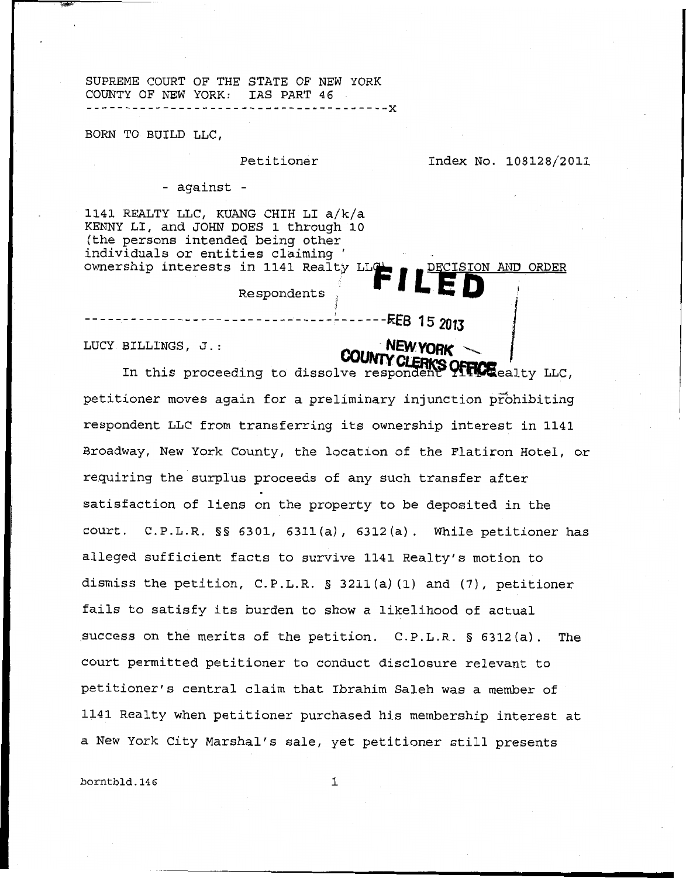SUPREME COURT OF THE STATE OF NEW YORK
COUNTY OF NEW YORK: IAS PART 46

---x

BORN TO BUILD LLC,

Petitioner

Index No. 108128/2011

- against -

1141 REALTY LLC, KUANG CHIH LI a/k/a KENNY LI, and JOHN DOES 1 through 10 (the persons intended being other individuals or entities claiming ownership interests in 1141 Realty LLC),

DECISION AND ORDER

Respondents

---x

FILED
FEB 15 2013
NEW YORK COUNTY CLERK'S OFFICE

LUCY BILLINGS, J.:

In this proceeding to dissolve respondent 1141 Realty LLC, petitioner moves again for a preliminary injunction prohibiting respondent LLC from transferring its ownership interest in 1141 Broadway, New York County, the location of the Flatiron Hotel, or requiring the surplus proceeds of any such transfer after satisfaction of liens on the property to be deposited in the court. C.P.L.R. §§ 6301, 6311(a), 6312(a). While petitioner has alleged sufficient facts to survive 1141 Realty's motion to dismiss the petition, C.P.L.R. § 3211(a)(1) and (7), petitioner fails to satisfy its burden to show a likelihood of actual success on the merits of the petition. C.P.L.R. § 6312(a). The court permitted petitioner to conduct disclosure relevant to petitioner's central claim that Ibrahim Saleh was a member of 1141 Realty when petitioner purchased his membership interest at a New York City Marshal's sale, yet petitioner still presents

borntbld.146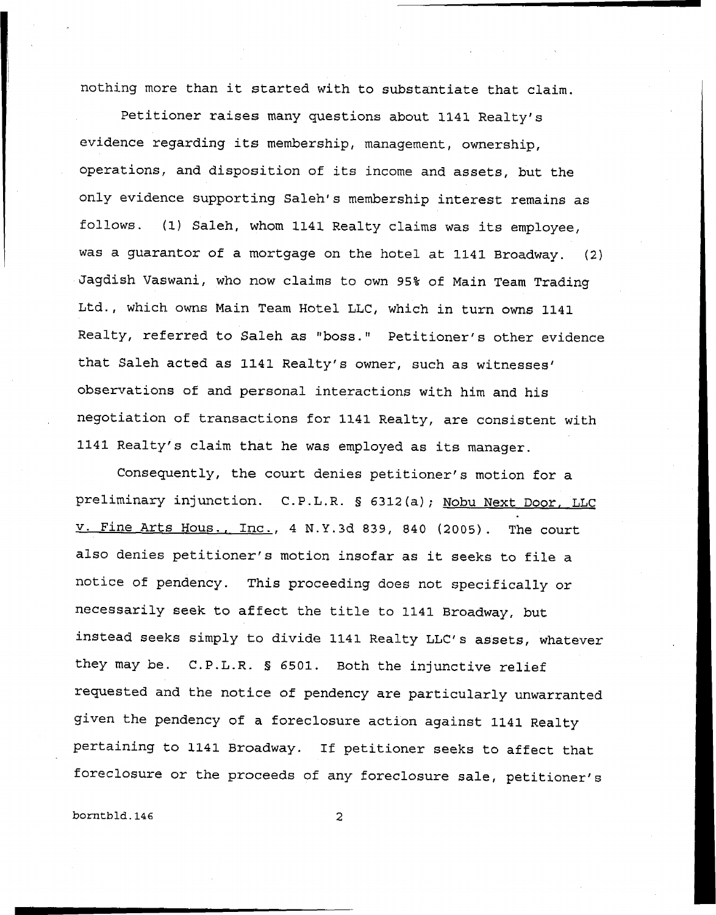nothing more than it started with to substantiate that claim.

Petitioner raises many questions about 1141 Realty's evidence regarding its membership, management, ownership, operations, and disposition of its income and assets, but the only evidence supporting Saleh's membership interest remains as follows. (1) Saleh, whom 1141 Realty claims was its employee, was a guarantor of a mortgage on the hotel at 1141 Broadway. (2) Jagdish Vaswani, who now claims to own 95% of Main Team Trading Ltd., which owns Main Team Hotel LLC, which in turn owns 1141 Realty, referred to Saleh as "boss." Petitioner's other evidence that Saleh acted as 1141 Realty's owner, such as witnesses' observations of and personal interactions with him and his negotiation of transactions for 1141 Realty, are consistent with 1141 Realty's claim that he was employed as its manager.

Consequently, the court denies petitioner's motion for a preliminary injunction. C.P.L.R. § 6312(a); Nobu Next Door, LLC v. Fine Arts Hous., Inc., 4 N.Y.3d 839, 840 (2005). The court also denies petitioner's motion insofar as it seeks to file a notice of pendency. This proceeding does not specifically or necessarily seek to affect the title to 1141 Broadway, but instead seeks simply to divide 1141 Realty LLC's assets, whatever they may be. C.P.L.R. § 6501. Both the injunctive relief requested and the notice of pendency are particularly unwarranted given the pendency of a foreclosure action against 1141 Realty pertaining to 1141 Broadway. If petitioner seeks to affect that foreclosure or the proceeds of any foreclosure sale, petitioner's

borntbld.146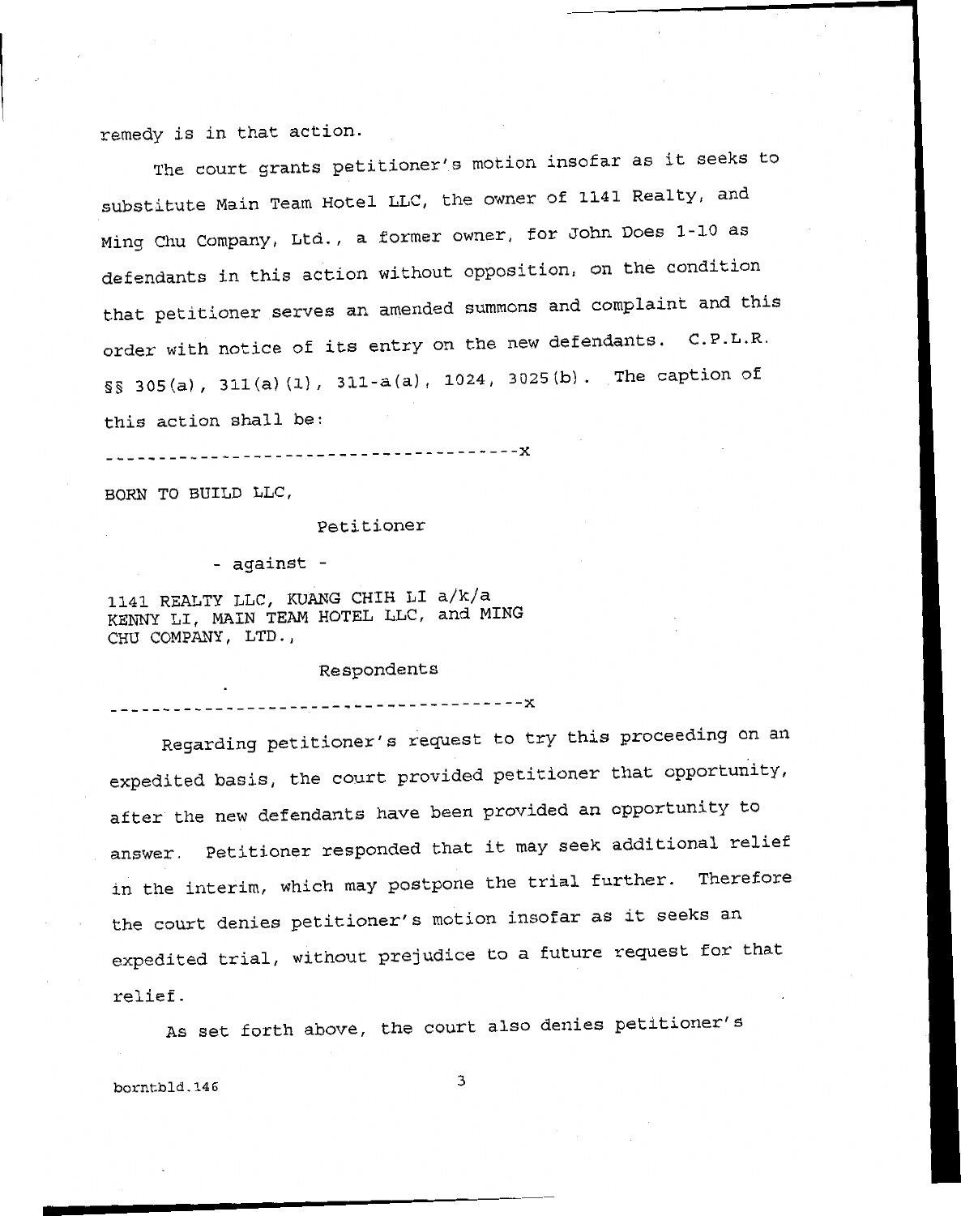remedy is in that action.

The court grants petitioner's motion insofar as it seeks to substitute Main Team Hotel LLC, the owner of 1141 Realty, and Ming Chu Company, Ltd., a former owner, for John Does 1-10 as defendants in this action without opposition, on the condition that petitioner serves an amended summons and complaint and this order with notice of its entry on the new defendants. C.P.L.R. §§ 305(a), 311(a)(1), 311-a(a), 1024, 3025(b). The caption of this action shall be:

--------------------------------------x

BORN TO BUILD LLC,

Petitioner

- against -

1141 REALTY LLC, KUANG CHIH LI a/k/a KENNY LI, MAIN TEAM HOTEL LLC, and MING CHU COMPANY, LTD.,

Respondents

--------------------------------------x

Regarding petitioner's request to try this proceeding on an expedited basis, the court provided petitioner that opportunity, after the new defendants have been provided an opportunity to answer. Petitioner responded that it may seek additional relief in the interim, which may postpone the trial further. Therefore the court denies petitioner's motion insofar as it seeks an expedited trial, without prejudice to a future request for that relief.

As set forth above, the court also denies petitioner's

borntbld.146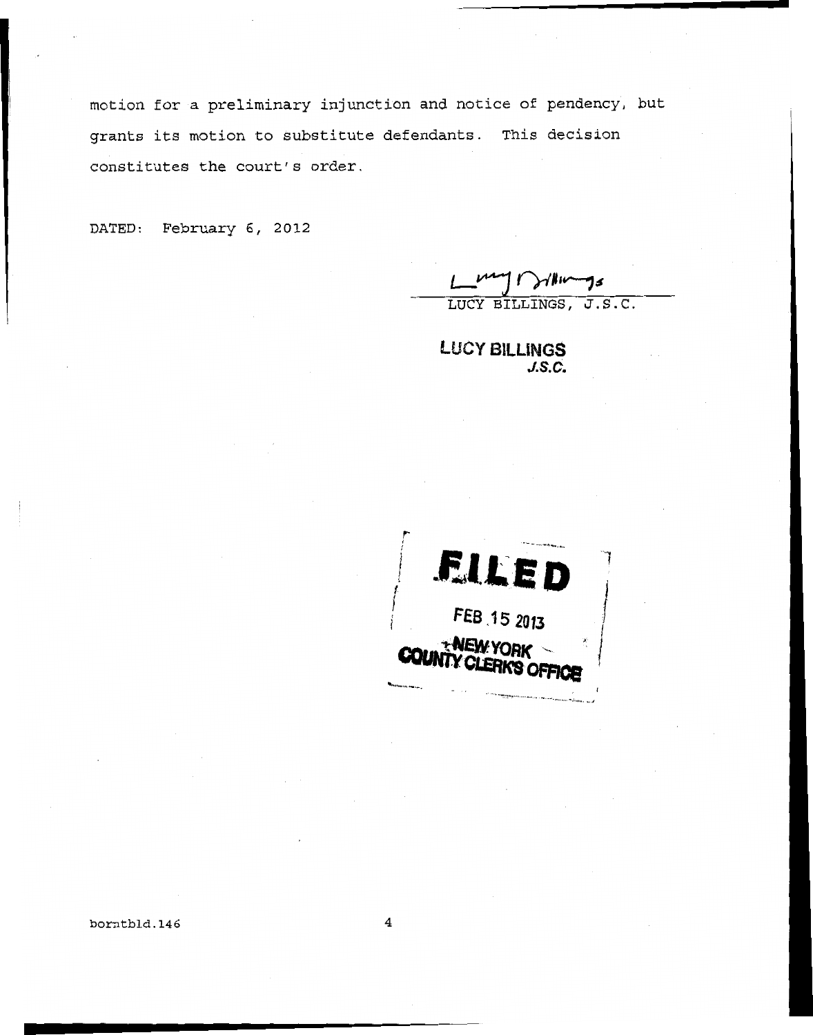motion for a preliminary injunction and notice of pendency, but grants its motion to substitute defendants. This decision constitutes the court's order.

DATED: February 6, 2012

LUCY BILLINGS, J.S.C.

**LUCY BILLINGS**
***J.S.C.***

**FILED**
FEB 15 2013
NEW YORK
COUNTY CLERK'S OFFICE

borntbld.146